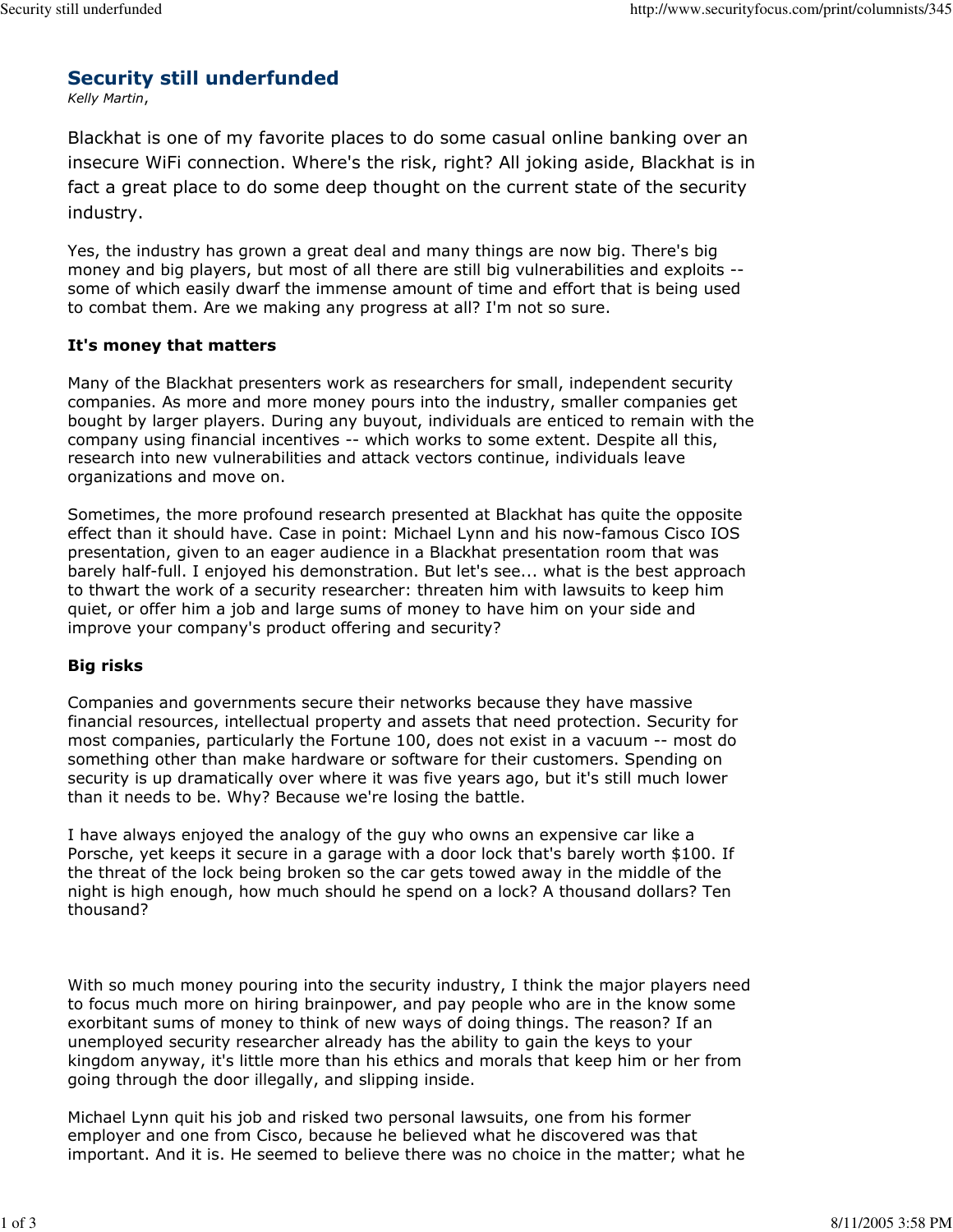# Security still underfunded

*Kelly Martin*,

Blackhat is one of my favorite places to do some casual online banking over an insecure WiFi connection. Where's the risk, right? All joking aside, Blackhat is in fact a great place to do some deep thought on the current state of the security industry.

Yes, the industry has grown a great deal and many things are now big. There's big money and big players, but most of all there are still big vulnerabilities and exploits -- some of which easily dwarf the immense amount of time and effort that is being used to combat them. Are we making any progress at all? I'm not so sure.

**It's money that matters**

Many of the Blackhat presenters work as researchers for small, independent security companies. As more and more money pours into the industry, smaller companies get bought by larger players. During any buyout, individuals are enticed to remain with the company using financial incentives -- which works to some extent. Despite all this, research into new vulnerabilities and attack vectors continue, individuals leave organizations and move on.

Sometimes, the more profound research presented at Blackhat has quite the opposite effect than it should have. Case in point: Michael Lynn and his now-famous Cisco IOS presentation, given to an eager audience in a Blackhat presentation room that was barely half-full. I enjoyed his demonstration. But let's see... what is the best approach to thwart the work of a security researcher: threaten him with lawsuits to keep him quiet, or offer him a job and large sums of money to have him on your side and improve your company's product offering and security?

**Big risks**

Companies and governments secure their networks because they have massive financial resources, intellectual property and assets that need protection. Security for most companies, particularly the Fortune 100, does not exist in a vacuum -- most do something other than make hardware or software for their customers. Spending on security is up dramatically over where it was five years ago, but it's still much lower than it needs to be. Why? Because we're losing the battle.

I have always enjoyed the analogy of the guy who owns an expensive car like a Porsche, yet keeps it secure in a garage with a door lock that's barely worth $100. If the threat of the lock being broken so the car gets towed away in the middle of the night is high enough, how much should he spend on a lock? A thousand dollars? Ten thousand?

With so much money pouring into the security industry, I think the major players need to focus much more on hiring brainpower, and pay people who are in the know some exorbitant sums of money to think of new ways of doing things. The reason? If an unemployed security researcher already has the ability to gain the keys to your kingdom anyway, it's little more than his ethics and morals that keep him or her from going through the door illegally, and slipping inside.

Michael Lynn quit his job and risked two personal lawsuits, one from his former employer and one from Cisco, because he believed what he discovered was that important. And it is. He seemed to believe there was no choice in the matter; what he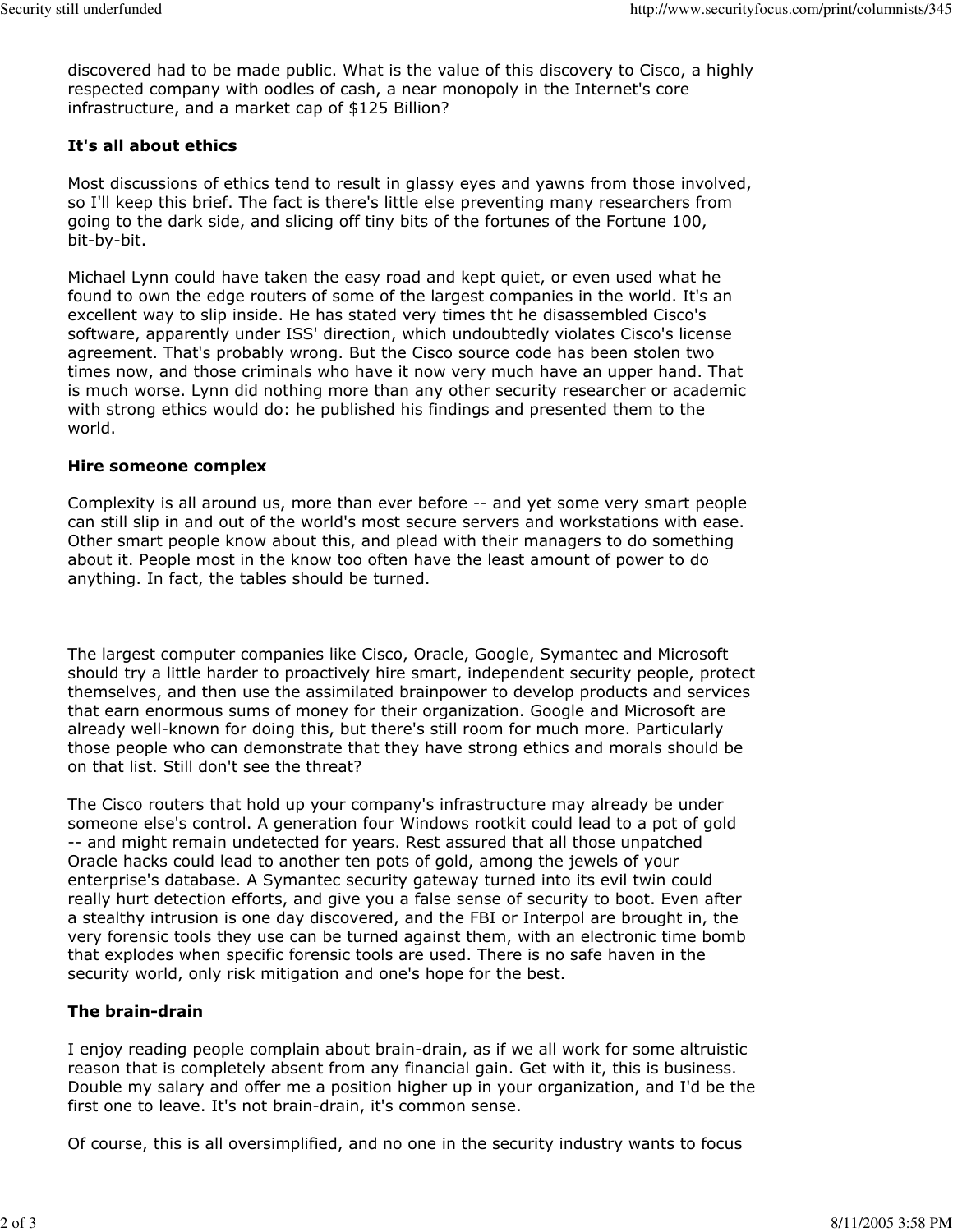discovered had to be made public. What is the value of this discovery to Cisco, a highly respected company with oodles of cash, a near monopoly in the Internet's core infrastructure, and a market cap of $125 Billion?

### It's all about ethics

Most discussions of ethics tend to result in glassy eyes and yawns from those involved, so I'll keep this brief. The fact is there's little else preventing many researchers from going to the dark side, and slicing off tiny bits of the fortunes of the Fortune 100, bit-by-bit.

Michael Lynn could have taken the easy road and kept quiet, or even used what he found to own the edge routers of some of the largest companies in the world. It's an excellent way to slip inside. He has stated very times tht he disassembled Cisco's software, apparently under ISS' direction, which undoubtedly violates Cisco's license agreement. That's probably wrong. But the Cisco source code has been stolen two times now, and those criminals who have it now very much have an upper hand. That is much worse. Lynn did nothing more than any other security researcher or academic with strong ethics would do: he published his findings and presented them to the world.

### Hire someone complex

Complexity is all around us, more than ever before -- and yet some very smart people can still slip in and out of the world's most secure servers and workstations with ease. Other smart people know about this, and plead with their managers to do something about it. People most in the know too often have the least amount of power to do anything. In fact, the tables should be turned.

The largest computer companies like Cisco, Oracle, Google, Symantec and Microsoft should try a little harder to proactively hire smart, independent security people, protect themselves, and then use the assimilated brainpower to develop products and services that earn enormous sums of money for their organization. Google and Microsoft are already well-known for doing this, but there's still room for much more. Particularly those people who can demonstrate that they have strong ethics and morals should be on that list. Still don't see the threat?

The Cisco routers that hold up your company's infrastructure may already be under someone else's control. A generation four Windows rootkit could lead to a pot of gold -- and might remain undetected for years. Rest assured that all those unpatched Oracle hacks could lead to another ten pots of gold, among the jewels of your enterprise's database. A Symantec security gateway turned into its evil twin could really hurt detection efforts, and give you a false sense of security to boot. Even after a stealthy intrusion is one day discovered, and the FBI or Interpol are brought in, the very forensic tools they use can be turned against them, with an electronic time bomb that explodes when specific forensic tools are used. There is no safe haven in the security world, only risk mitigation and one's hope for the best.

### The brain-drain

I enjoy reading people complain about brain-drain, as if we all work for some altruistic reason that is completely absent from any financial gain. Get with it, this is business. Double my salary and offer me a position higher up in your organization, and I'd be the first one to leave. It's not brain-drain, it's common sense.

Of course, this is all oversimplified, and no one in the security industry wants to focus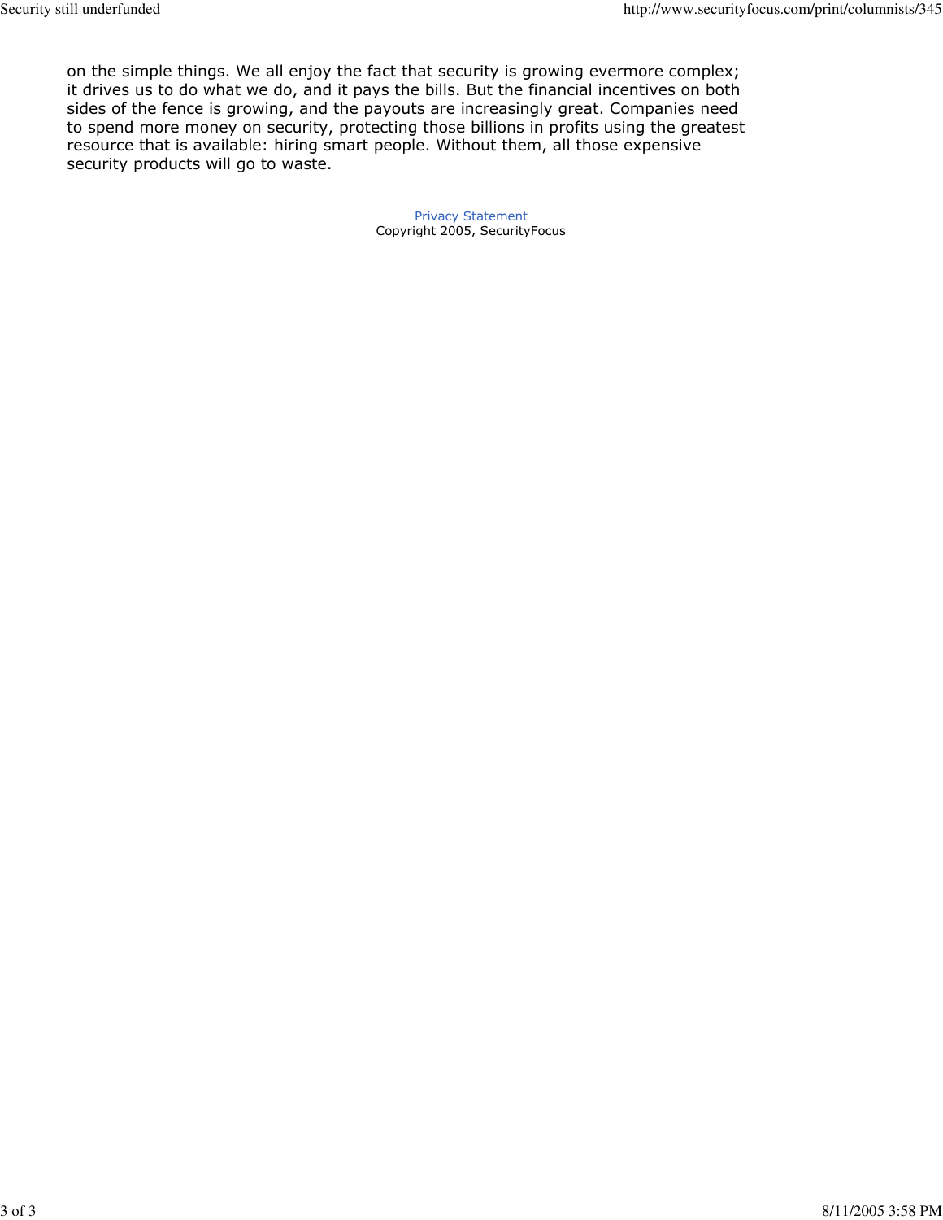on the simple things. We all enjoy the fact that security is growing evermore complex; it drives us to do what we do, and it pays the bills. But the financial incentives on both sides of the fence is growing, and the payouts are increasingly great. Companies need to spend more money on security, protecting those billions in profits using the greatest resource that is available: hiring smart people. Without them, all those expensive security products will go to waste.

Privacy Statement
Copyright 2005, SecurityFocus